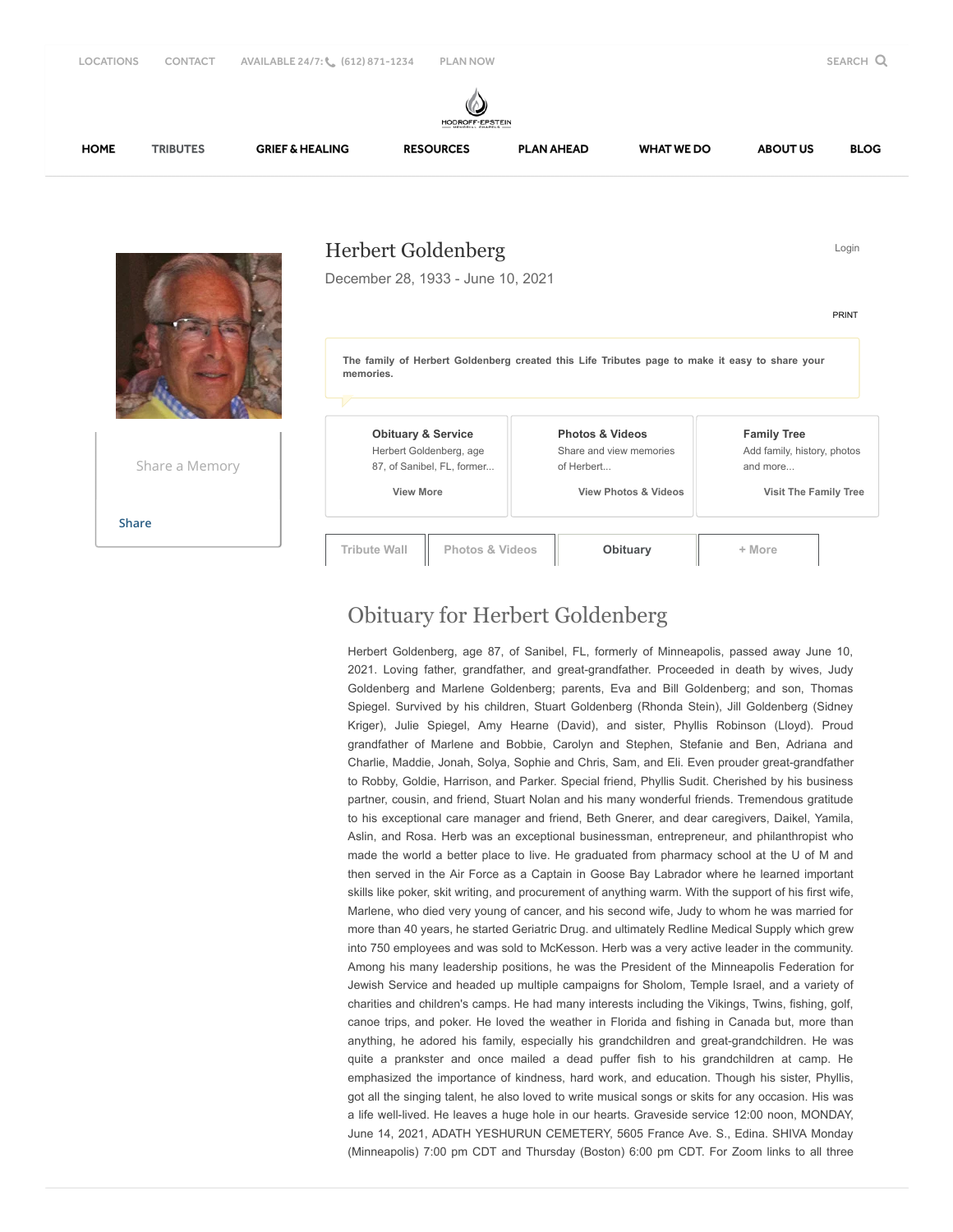LOCATIONS CONTACT AVAILABLE 24/7: (612) 871-1234 PLAN NOW SEARCH

HODROFF-EPSTEIN

HOME TRIBUTES GRIEF & HEALING RESOURCES PLAN AHEAD WHAT WE DO ABOUT US BLOG

# Herbert Goldenberg

December 28, 1933 - June 10, 2021

Login

PRINT

**The family of Herbert Goldenberg created this Life Tributes page to make it easy to share your memories.**

Share a Memory

Share

**Obituary & Service**
Herbert Goldenberg, age 87, of Sanibel, FL, former...
View More

**Photos & Videos**
Share and view memories of Herbert...
View Photos & Videos

**Family Tree**
Add family, history, photos and more...
Visit The Family Tree

Tribute Wall | Photos & Videos | **Obituary** | + More

## Obituary for Herbert Goldenberg

Herbert Goldenberg, age 87, of Sanibel, FL, formerly of Minneapolis, passed away June 10, 2021. Loving father, grandfather, and great-grandfather. Proceeded in death by wives, Judy Goldenberg and Marlene Goldenberg; parents, Eva and Bill Goldenberg; and son, Thomas Spiegel. Survived by his children, Stuart Goldenberg (Rhonda Stein), Jill Goldenberg (Sidney Kriger), Julie Spiegel, Amy Hearne (David), and sister, Phyllis Robinson (Lloyd). Proud grandfather of Marlene and Bobbie, Carolyn and Stephen, Stefanie and Ben, Adriana and Charlie, Maddie, Jonah, Solya, Sophie and Chris, Sam, and Eli. Even prouder great-grandfather to Robby, Goldie, Harrison, and Parker. Special friend, Phyllis Sudit. Cherished by his business partner, cousin, and friend, Stuart Nolan and his many wonderful friends. Tremendous gratitude to his exceptional care manager and friend, Beth Gnerer, and dear caregivers, Daikel, Yamila, Aslin, and Rosa. Herb was an exceptional businessman, entrepreneur, and philanthropist who made the world a better place to live. He graduated from pharmacy school at the U of M and then served in the Air Force as a Captain in Goose Bay Labrador where he learned important skills like poker, skit writing, and procurement of anything warm. With the support of his first wife, Marlene, who died very young of cancer, and his second wife, Judy to whom he was married for more than 40 years, he started Geriatric Drug. and ultimately Redline Medical Supply which grew into 750 employees and was sold to McKesson. Herb was a very active leader in the community. Among his many leadership positions, he was the President of the Minneapolis Federation for Jewish Service and headed up multiple campaigns for Sholom, Temple Israel, and a variety of charities and children's camps. He had many interests including the Vikings, Twins, fishing, golf, canoe trips, and poker. He loved the weather in Florida and fishing in Canada but, more than anything, he adored his family, especially his grandchildren and great-grandchildren. He was quite a prankster and once mailed a dead puffer fish to his grandchildren at camp. He emphasized the importance of kindness, hard work, and education. Though his sister, Phyllis, got all the singing talent, he also loved to write musical songs or skits for any occasion. His was a life well-lived. He leaves a huge hole in our hearts. Graveside service 12:00 noon, MONDAY, June 14, 2021, ADATH YESHURUN CEMETERY, 5605 France Ave. S., Edina. SHIVA Monday (Minneapolis) 7:00 pm CDT and Thursday (Boston) 6:00 pm CDT. For Zoom links to all three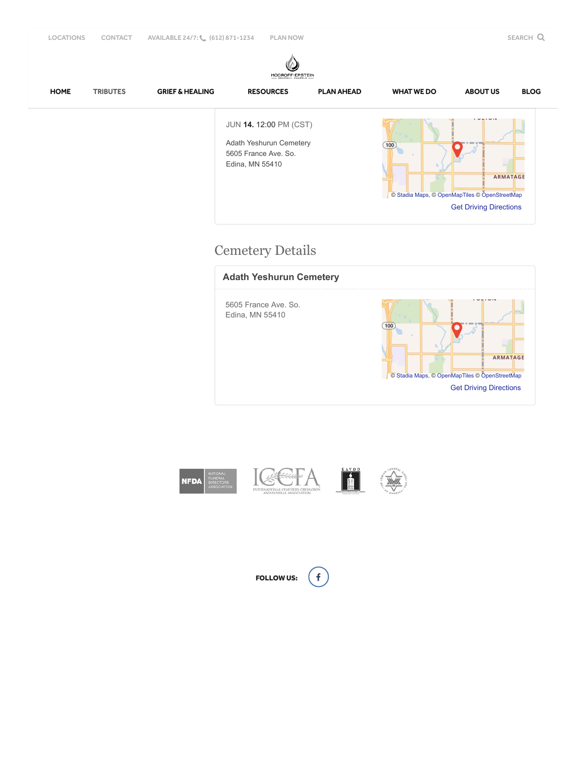LOCATIONS CONTACT AVAILABLE 24/7: (612) 871-1234 PLAN NOW SEARCH

HOME TRIBUTES GRIEF & HEALING RESOURCES PLAN AHEAD WHAT WE DO ABOUT US BLOG

JUN **14.** 12:00 PM (CST)

Adath Yeshurun Cemetery
5605 France Ave. So.
Edina, MN 55410

© Stadia Maps, © OpenMapTiles © OpenStreetMap

Get Driving Directions

## Cemetery Details

### Adath Yeshurun Cemetery

5605 France Ave. So.
Edina, MN 55410

© Stadia Maps, © OpenMapTiles © OpenStreetMap

Get Driving Directions

FOLLOW US: